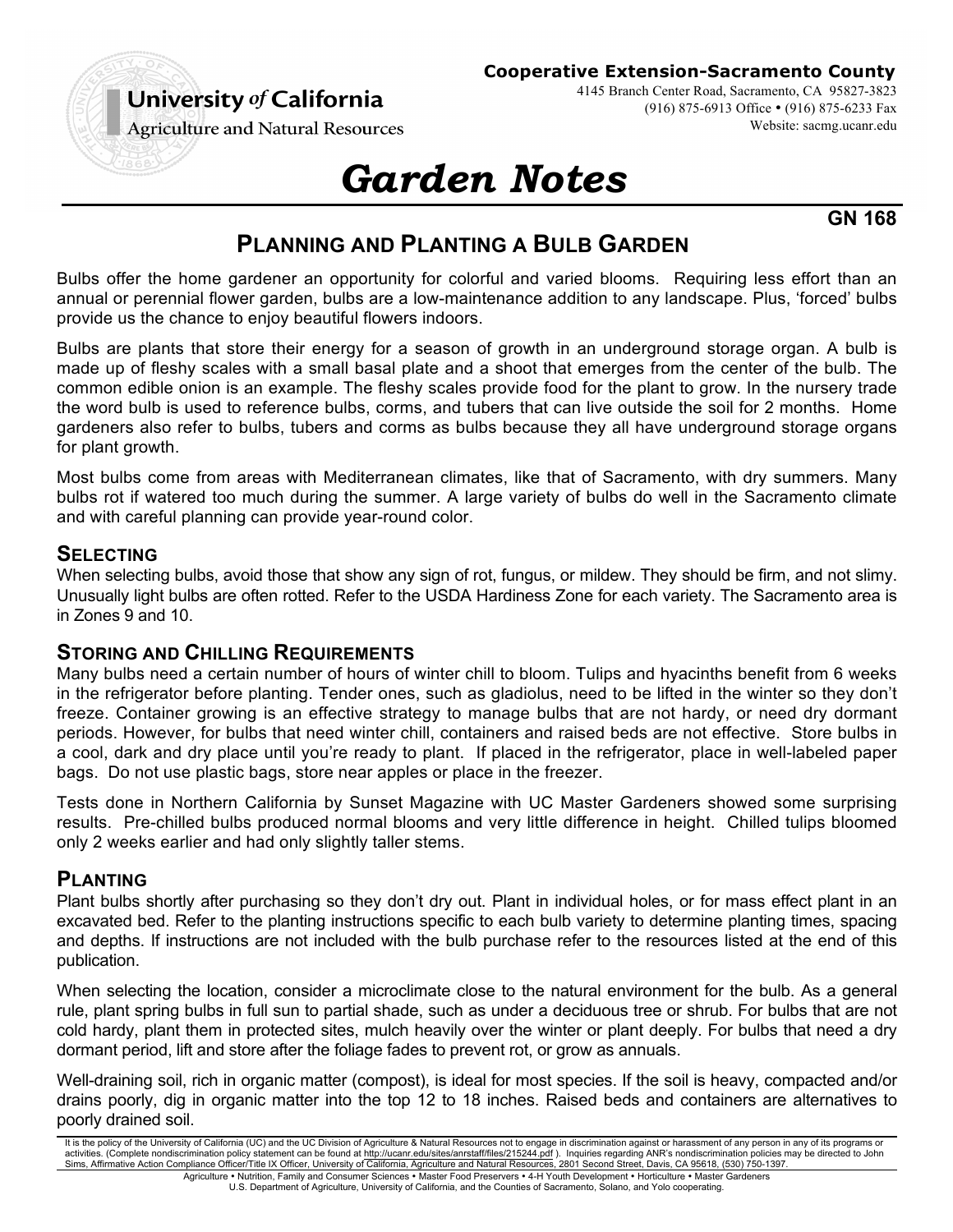**University *of* California**
**Agriculture and Natural Resources**

**Cooperative Extension-Sacramento County**
4145 Branch Center Road, Sacramento, CA 95827-3823
(916) 875-6913 Office • (916) 875-6233 Fax
Website: sacmg.ucanr.edu

# *Garden Notes*

**GN 168**

## PLANNING AND PLANTING A BULB GARDEN

Bulbs offer the home gardener an opportunity for colorful and varied blooms. Requiring less effort than an annual or perennial flower garden, bulbs are a low-maintenance addition to any landscape. Plus, 'forced' bulbs provide us the chance to enjoy beautiful flowers indoors.

Bulbs are plants that store their energy for a season of growth in an underground storage organ. A bulb is made up of fleshy scales with a small basal plate and a shoot that emerges from the center of the bulb. The common edible onion is an example. The fleshy scales provide food for the plant to grow. In the nursery trade the word bulb is used to reference bulbs, corms, and tubers that can live outside the soil for 2 months. Home gardeners also refer to bulbs, tubers and corms as bulbs because they all have underground storage organs for plant growth.

Most bulbs come from areas with Mediterranean climates, like that of Sacramento, with dry summers. Many bulbs rot if watered too much during the summer. A large variety of bulbs do well in the Sacramento climate and with careful planning can provide year-round color.

### SELECTING

When selecting bulbs, avoid those that show any sign of rot, fungus, or mildew. They should be firm, and not slimy. Unusually light bulbs are often rotted. Refer to the USDA Hardiness Zone for each variety. The Sacramento area is in Zones 9 and 10.

### STORING AND CHILLING REQUIREMENTS

Many bulbs need a certain number of hours of winter chill to bloom. Tulips and hyacinths benefit from 6 weeks in the refrigerator before planting. Tender ones, such as gladiolus, need to be lifted in the winter so they don't freeze. Container growing is an effective strategy to manage bulbs that are not hardy, or need dry dormant periods. However, for bulbs that need winter chill, containers and raised beds are not effective. Store bulbs in a cool, dark and dry place until you're ready to plant. If placed in the refrigerator, place in well-labeled paper bags. Do not use plastic bags, store near apples or place in the freezer.

Tests done in Northern California by Sunset Magazine with UC Master Gardeners showed some surprising results. Pre-chilled bulbs produced normal blooms and very little difference in height. Chilled tulips bloomed only 2 weeks earlier and had only slightly taller stems.

### PLANTING

Plant bulbs shortly after purchasing so they don't dry out. Plant in individual holes, or for mass effect plant in an excavated bed. Refer to the planting instructions specific to each bulb variety to determine planting times, spacing and depths. If instructions are not included with the bulb purchase refer to the resources listed at the end of this publication.

When selecting the location, consider a microclimate close to the natural environment for the bulb. As a general rule, plant spring bulbs in full sun to partial shade, such as under a deciduous tree or shrub. For bulbs that are not cold hardy, plant them in protected sites, mulch heavily over the winter or plant deeply. For bulbs that need a dry dormant period, lift and store after the foliage fades to prevent rot, or grow as annuals.

Well-draining soil, rich in organic matter (compost), is ideal for most species. If the soil is heavy, compacted and/or drains poorly, dig in organic matter into the top 12 to 18 inches. Raised beds and containers are alternatives to poorly drained soil.

It is the policy of the University of California (UC) and the UC Division of Agriculture & Natural Resources not to engage in discrimination against or harassment of any person in any of its programs or activities. (Complete nondiscrimination policy statement can be found at http://ucanr.edu/sites/anrstaff/files/215244.pdf ). Inquiries regarding ANR's nondiscrimination policies may be directed to John Sims, Affirmative Action Compliance Officer/Title IX Officer, University of California, Agriculture and Natural Resources, 2801 Second Street, Davis, CA 95618, (530) 750-1397.

Agriculture • Nutrition, Family and Consumer Sciences • Master Food Preservers • 4-H Youth Development • Horticulture • Master Gardeners
U.S. Department of Agriculture, University of California, and the Counties of Sacramento, Solano, and Yolo cooperating.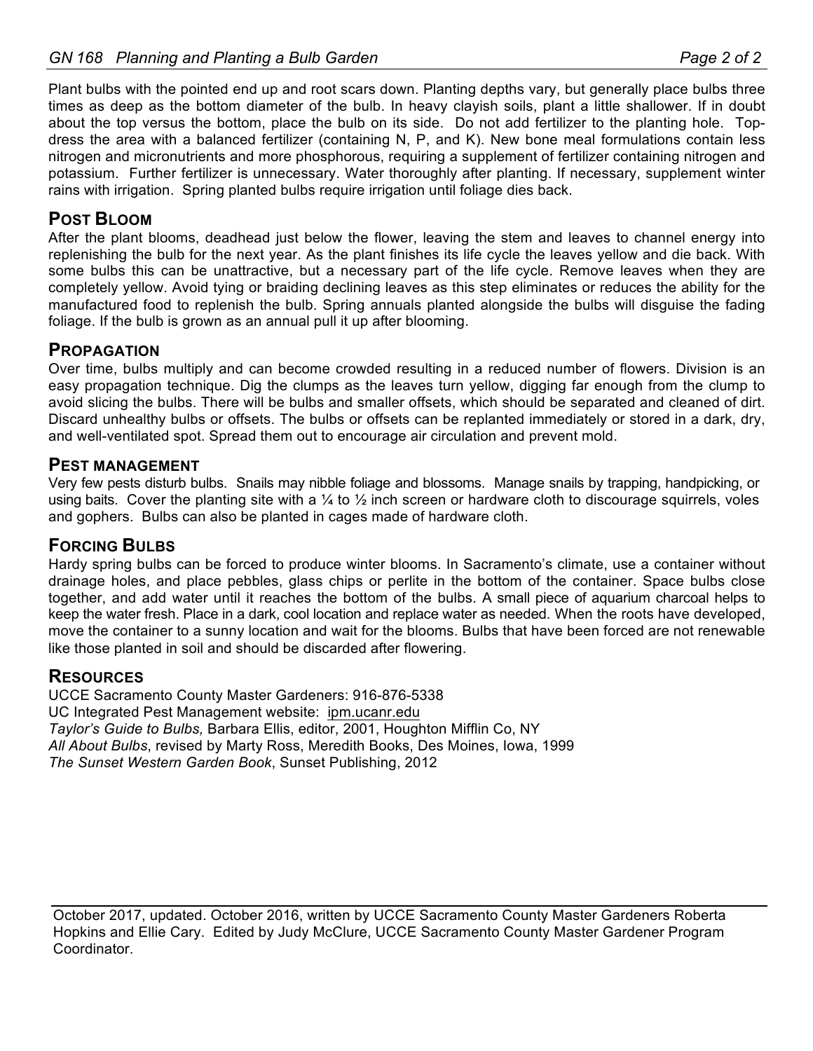Plant bulbs with the pointed end up and root scars down. Planting depths vary, but generally place bulbs three times as deep as the bottom diameter of the bulb. In heavy clayish soils, plant a little shallower. If in doubt about the top versus the bottom, place the bulb on its side. Do not add fertilizer to the planting hole. Top-dress the area with a balanced fertilizer (containing N, P, and K). New bone meal formulations contain less nitrogen and micronutrients and more phosphorous, requiring a supplement of fertilizer containing nitrogen and potassium. Further fertilizer is unnecessary. Water thoroughly after planting. If necessary, supplement winter rains with irrigation. Spring planted bulbs require irrigation until foliage dies back.

## Post Bloom

After the plant blooms, deadhead just below the flower, leaving the stem and leaves to channel energy into replenishing the bulb for the next year. As the plant finishes its life cycle the leaves yellow and die back. With some bulbs this can be unattractive, but a necessary part of the life cycle. Remove leaves when they are completely yellow. Avoid tying or braiding declining leaves as this step eliminates or reduces the ability for the manufactured food to replenish the bulb. Spring annuals planted alongside the bulbs will disguise the fading foliage. If the bulb is grown as an annual pull it up after blooming.

## Propagation

Over time, bulbs multiply and can become crowded resulting in a reduced number of flowers. Division is an easy propagation technique. Dig the clumps as the leaves turn yellow, digging far enough from the clump to avoid slicing the bulbs. There will be bulbs and smaller offsets, which should be separated and cleaned of dirt. Discard unhealthy bulbs or offsets. The bulbs or offsets can be replanted immediately or stored in a dark, dry, and well-ventilated spot. Spread them out to encourage air circulation and prevent mold.

## Pest management

Very few pests disturb bulbs. Snails may nibble foliage and blossoms. Manage snails by trapping, handpicking, or using baits. Cover the planting site with a ¼ to ½ inch screen or hardware cloth to discourage squirrels, voles and gophers. Bulbs can also be planted in cages made of hardware cloth.

## Forcing Bulbs

Hardy spring bulbs can be forced to produce winter blooms. In Sacramento's climate, use a container without drainage holes, and place pebbles, glass chips or perlite in the bottom of the container. Space bulbs close together, and add water until it reaches the bottom of the bulbs. A small piece of aquarium charcoal helps to keep the water fresh. Place in a dark, cool location and replace water as needed. When the roots have developed, move the container to a sunny location and wait for the blooms. Bulbs that have been forced are not renewable like those planted in soil and should be discarded after flowering.

## Resources

UCCE Sacramento County Master Gardeners: 916-876-5338
UC Integrated Pest Management website: ipm.ucanr.edu
*Taylor's Guide to Bulbs,* Barbara Ellis, editor, 2001, Houghton Mifflin Co, NY
*All About Bulbs*, revised by Marty Ross, Meredith Books, Des Moines, Iowa, 1999
*The Sunset Western Garden Book*, Sunset Publishing, 2012

October 2017, updated. October 2016, written by UCCE Sacramento County Master Gardeners Roberta Hopkins and Ellie Cary. Edited by Judy McClure, UCCE Sacramento County Master Gardener Program Coordinator.